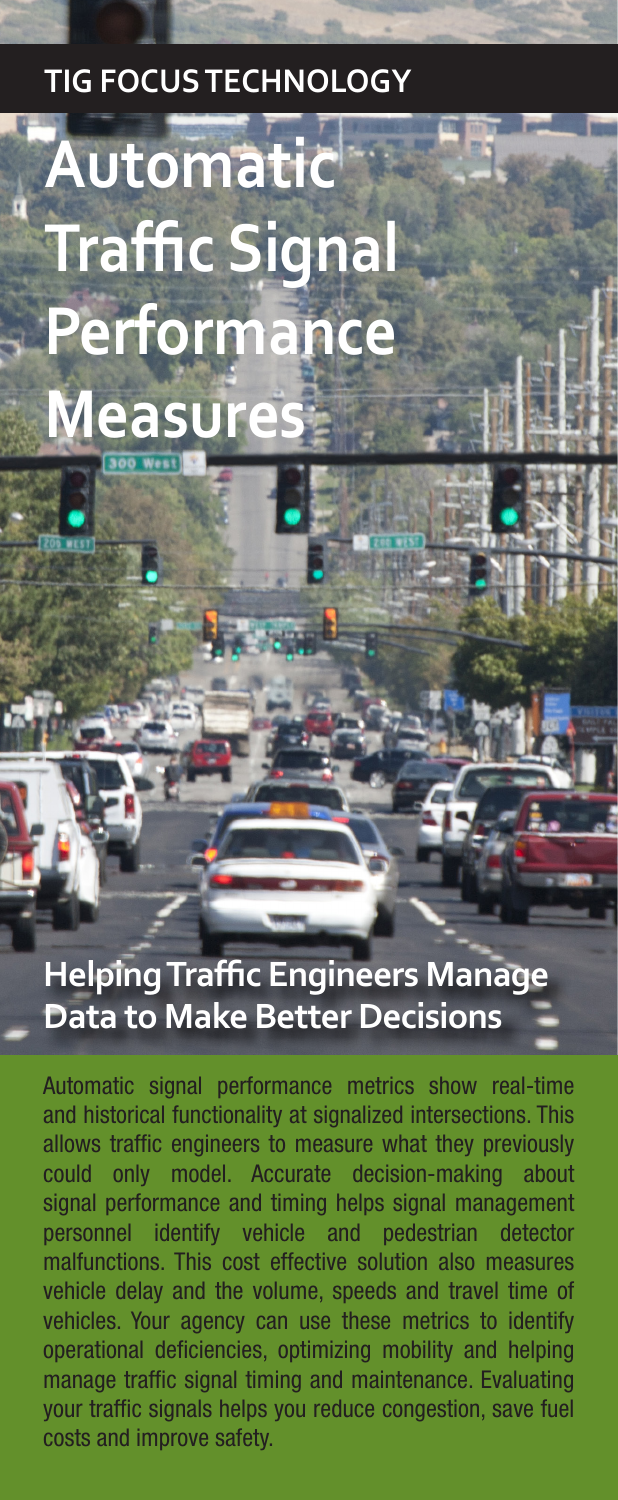TIG FOCUS TECHNOLOGY

# Automatic Traffic Signal Performance Measures

## Helping Traffic Engineers Manage Data to Make Better Decisions

Automatic signal performance metrics show real-time and historical functionality at signalized intersections. This allows traffic engineers to measure what they previously could only model. Accurate decision-making about signal performance and timing helps signal management personnel identify vehicle and pedestrian detector malfunctions. This cost effective solution also measures vehicle delay and the volume, speeds and travel time of vehicles. Your agency can use these metrics to identify operational deficiencies, optimizing mobility and helping manage traffic signal timing and maintenance. Evaluating your traffic signals helps you reduce congestion, save fuel costs and improve safety.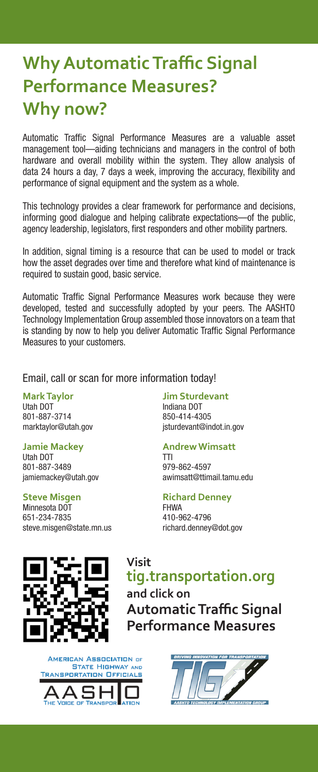# Why Automatic Traffic Signal Performance Measures? Why now?

Automatic Traffic Signal Performance Measures are a valuable asset management tool—aiding technicians and managers in the control of both hardware and overall mobility within the system. They allow analysis of data 24 hours a day, 7 days a week, improving the accuracy, flexibility and performance of signal equipment and the system as a whole.

This technology provides a clear framework for performance and decisions, informing good dialogue and helping calibrate expectations—of the public, agency leadership, legislators, first responders and other mobility partners.

In addition, signal timing is a resource that can be used to model or track how the asset degrades over time and therefore what kind of maintenance is required to sustain good, basic service.

Automatic Traffic Signal Performance Measures work because they were developed, tested and successfully adopted by your peers. The AASHTO Technology Implementation Group assembled those innovators on a team that is standing by now to help you deliver Automatic Traffic Signal Performance Measures to your customers.

Email, call or scan for more information today!

**Mark Taylor**
Utah DOT
801-887-3714
marktaylor@utah.gov

**Jamie Mackey**
Utah DOT
801-887-3489
jamiemackey@utah.gov

**Steve Misgen**
Minnesota DOT
651-234-7835
steve.misgen@state.mn.us

**Jim Sturdevant**
Indiana DOT
850-414-4305
jsturdevant@indot.in.gov

**Andrew Wimsatt**
TTI
979-862-4597
awimsatt@ttimail.tamu.edu

**Richard Denney**
FHWA
410-962-4796
richard.denney@dot.gov

**Visit**
**tig.transportation.org**
**and click on**
**Automatic Traffic Signal Performance Measures**

American Association of State Highway and Transportation Officials

AASHTO — The Voice of Transportation

Driving Innovation for Transportation — TIG — AASHTO Technology Implementation Group